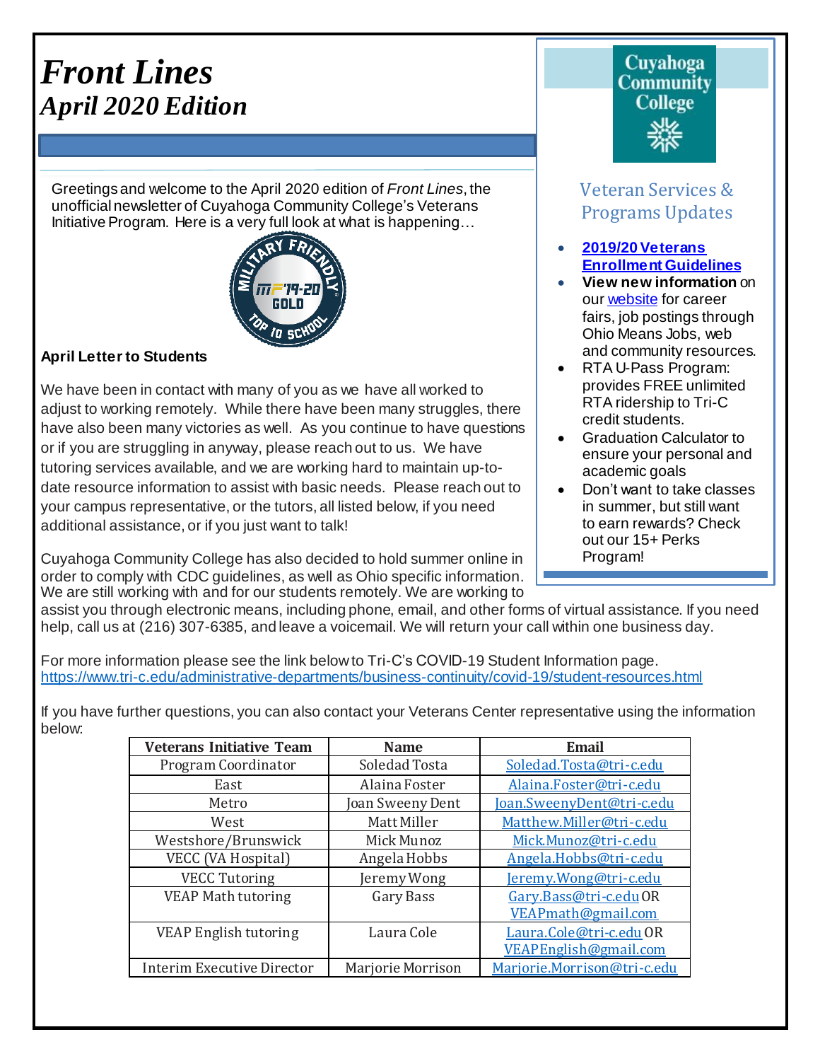# *Front Lines*
## *April 2020 Edition*

Greetings and welcome to the April 2020 edition of *Front Lines*, the unofficial newsletter of Cuyahoga Community College's Veterans Initiative Program. Here is a very full look at what is happening…

### April Letter to Students

We have been in contact with many of you as we have all worked to adjust to working remotely. While there have been many struggles, there have also been many victories as well. As you continue to have questions or if you are struggling in anyway, please reach out to us. We have tutoring services available, and we are working hard to maintain up-to-date resource information to assist with basic needs. Please reach out to your campus representative, or the tutors, all listed below, if you need additional assistance, or if you just want to talk!

Cuyahoga Community College has also decided to hold summer online in order to comply with CDC guidelines, as well as Ohio specific information. We are still working with and for our students remotely. We are working to assist you through electronic means, including phone, email, and other forms of virtual assistance. If you need help, call us at (216) 307-6385, and leave a voicemail. We will return your call within one business day.

For more information please see the link below to Tri-C's COVID-19 Student Information page.
https://www.tri-c.edu/administrative-departments/business-continuity/covid-19/student-resources.html

If you have further questions, you can also contact your Veterans Center representative using the information below:

| Veterans Initiative Team | Name | Email |
|---|---|---|
| Program Coordinator | Soledad Tosta | Soledad.Tosta@tri-c.edu |
| East | Alaina Foster | Alaina.Foster@tri-c.edu |
| Metro | Joan Sweeny Dent | Joan.SweenyDent@tri-c.edu |
| West | Matt Miller | Matthew.Miller@tri-c.edu |
| Westshore/Brunswick | Mick Munoz | Mick.Munoz@tri-c.edu |
| VECC (VA Hospital) | Angela Hobbs | Angela.Hobbs@tri-c.edu |
| VECC Tutoring | Jeremy Wong | Jeremy.Wong@tri-c.edu |
| VEAP Math tutoring | Gary Bass | Gary.Bass@tri-c.edu OR VEAPmath@gmail.com |
| VEAP English tutoring | Laura Cole | Laura.Cole@tri-c.edu OR VEAPEnglish@gmail.com |
| Interim Executive Director | Marjorie Morrison | Marjorie.Morrison@tri-c.edu |

Cuyahoga Community College

## Veteran Services & Programs Updates

- **2019/20 Veterans Enrollment Guidelines**
- **View new information** on our website for career fairs, job postings through Ohio Means Jobs, web and community resources.
- RTA U-Pass Program: provides FREE unlimited RTA ridership to Tri-C credit students.
- Graduation Calculator to ensure your personal and academic goals
- Don't want to take classes in summer, but still want to earn rewards? Check out our 15+ Perks Program!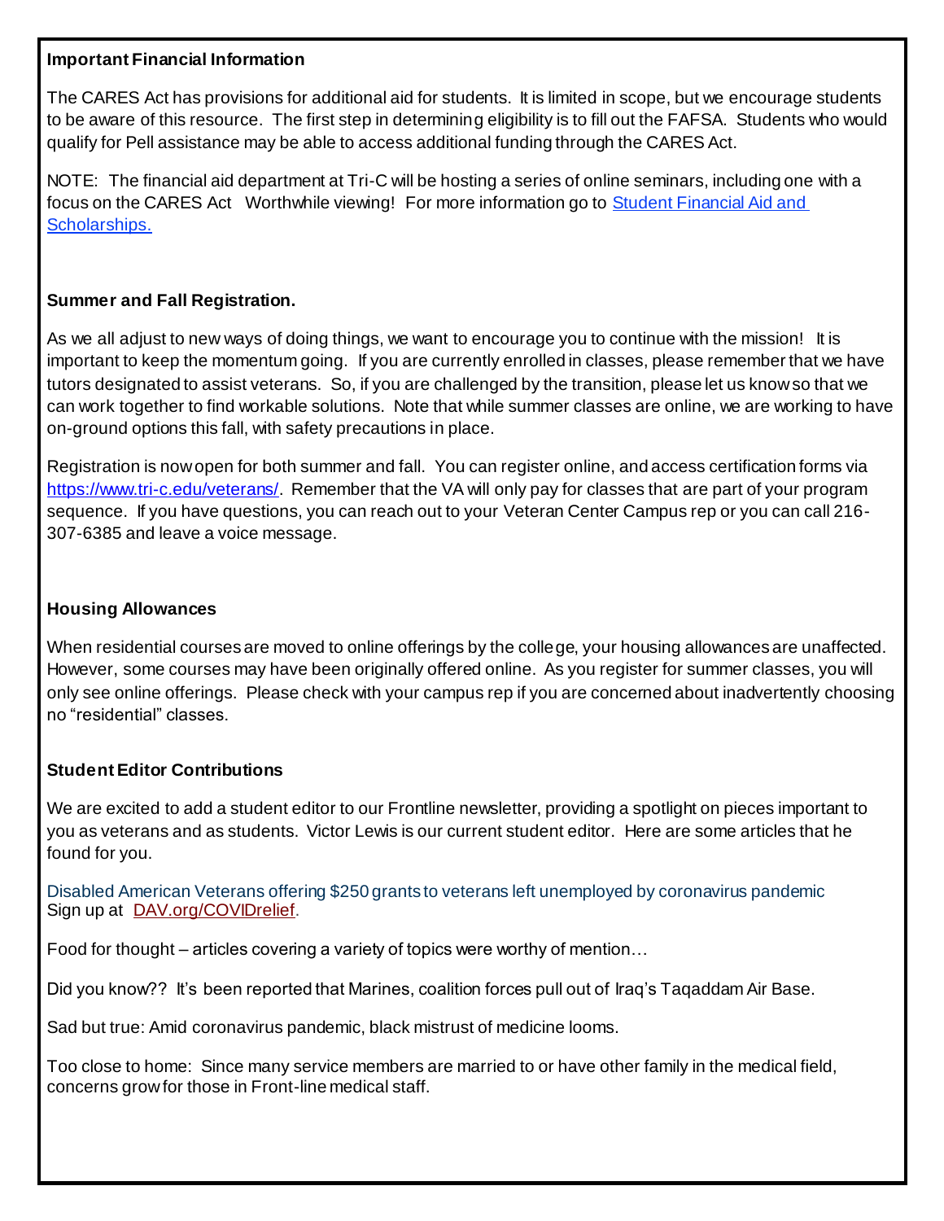**Important Financial Information**

The CARES Act has provisions for additional aid for students. It is limited in scope, but we encourage students to be aware of this resource. The first step in determining eligibility is to fill out the FAFSA. Students who would qualify for Pell assistance may be able to access additional funding through the CARES Act.

NOTE: The financial aid department at Tri-C will be hosting a series of online seminars, including one with a focus on the CARES Act Worthwhile viewing! For more information go to [Student Financial Aid and Scholarships.]()

**Summer and Fall Registration.**

As we all adjust to new ways of doing things, we want to encourage you to continue with the mission! It is important to keep the momentum going. If you are currently enrolled in classes, please remember that we have tutors designated to assist veterans. So, if you are challenged by the transition, please let us know so that we can work together to find workable solutions. Note that while summer classes are online, we are working to have on-ground options this fall, with safety precautions in place.

Registration is now open for both summer and fall. You can register online, and access certification forms via https://www.tri-c.edu/veterans/. Remember that the VA will only pay for classes that are part of your program sequence. If you have questions, you can reach out to your Veteran Center Campus rep or you can call 216-307-6385 and leave a voice message.

**Housing Allowances**

When residential courses are moved to online offerings by the college, your housing allowances are unaffected. However, some courses may have been originally offered online. As you register for summer classes, you will only see online offerings. Please check with your campus rep if you are concerned about inadvertently choosing no "residential" classes.

**Student Editor Contributions**

We are excited to add a student editor to our Frontline newsletter, providing a spotlight on pieces important to you as veterans and as students. Victor Lewis is our current student editor. Here are some articles that he found for you.

Disabled American Veterans offering $250 grants to veterans left unemployed by coronavirus pandemic
Sign up at DAV.org/COVIDrelief.

Food for thought – articles covering a variety of topics were worthy of mention…

Did you know?? It's been reported that Marines, coalition forces pull out of Iraq's Taqaddam Air Base.

Sad but true: Amid coronavirus pandemic, black mistrust of medicine looms.

Too close to home: Since many service members are married to or have other family in the medical field, concerns grow for those in Front-line medical staff.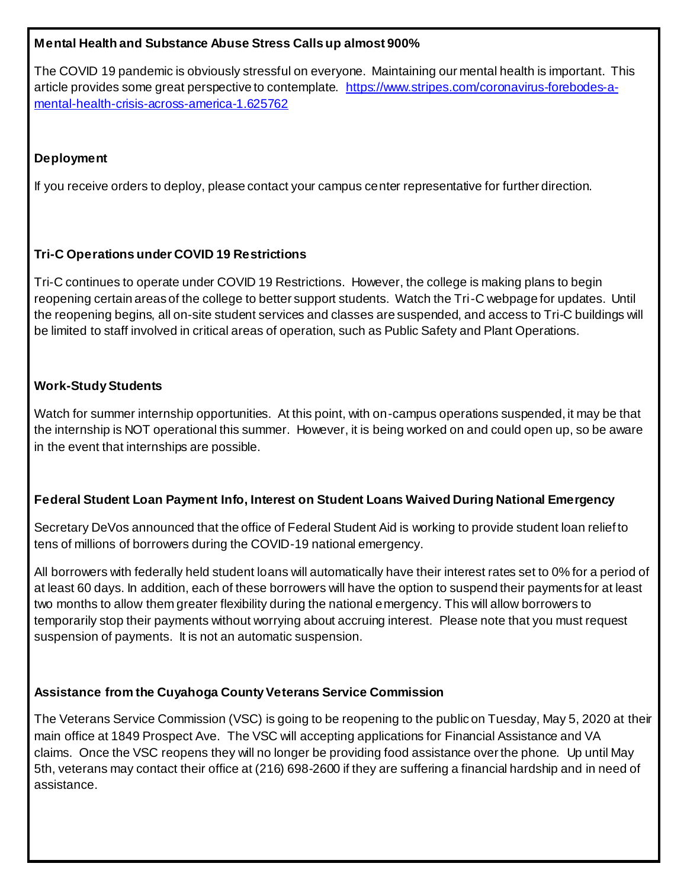**Mental Health and Substance Abuse Stress Calls up almost 900%**

The COVID 19 pandemic is obviously stressful on everyone. Maintaining our mental health is important. This article provides some great perspective to contemplate. [https://www.stripes.com/coronavirus-forebodes-a-mental-health-crisis-across-america-1.625762](https://www.stripes.com/coronavirus-forebodes-a-mental-health-crisis-across-america-1.625762)

**Deployment**

If you receive orders to deploy, please contact your campus center representative for further direction.

**Tri-C Operations under COVID 19 Restrictions**

Tri-C continues to operate under COVID 19 Restrictions. However, the college is making plans to begin reopening certain areas of the college to better support students. Watch the Tri-C webpage for updates. Until the reopening begins, all on-site student services and classes are suspended, and access to Tri-C buildings will be limited to staff involved in critical areas of operation, such as Public Safety and Plant Operations.

**Work-Study Students**

Watch for summer internship opportunities. At this point, with on-campus operations suspended, it may be that the internship is NOT operational this summer. However, it is being worked on and could open up, so be aware in the event that internships are possible.

**Federal Student Loan Payment Info, Interest on Student Loans Waived During National Emergency**

Secretary DeVos announced that the office of Federal Student Aid is working to provide student loan relief to tens of millions of borrowers during the COVID-19 national emergency.

All borrowers with federally held student loans will automatically have their interest rates set to 0% for a period of at least 60 days. In addition, each of these borrowers will have the option to suspend their payments for at least two months to allow them greater flexibility during the national emergency. This will allow borrowers to temporarily stop their payments without worrying about accruing interest. Please note that you must request suspension of payments. It is not an automatic suspension.

**Assistance from the Cuyahoga County Veterans Service Commission**

The Veterans Service Commission (VSC) is going to be reopening to the public on Tuesday, May 5, 2020 at their main office at 1849 Prospect Ave. The VSC will accepting applications for Financial Assistance and VA claims. Once the VSC reopens they will no longer be providing food assistance over the phone. Up until May 5th, veterans may contact their office at (216) 698-2600 if they are suffering a financial hardship and in need of assistance.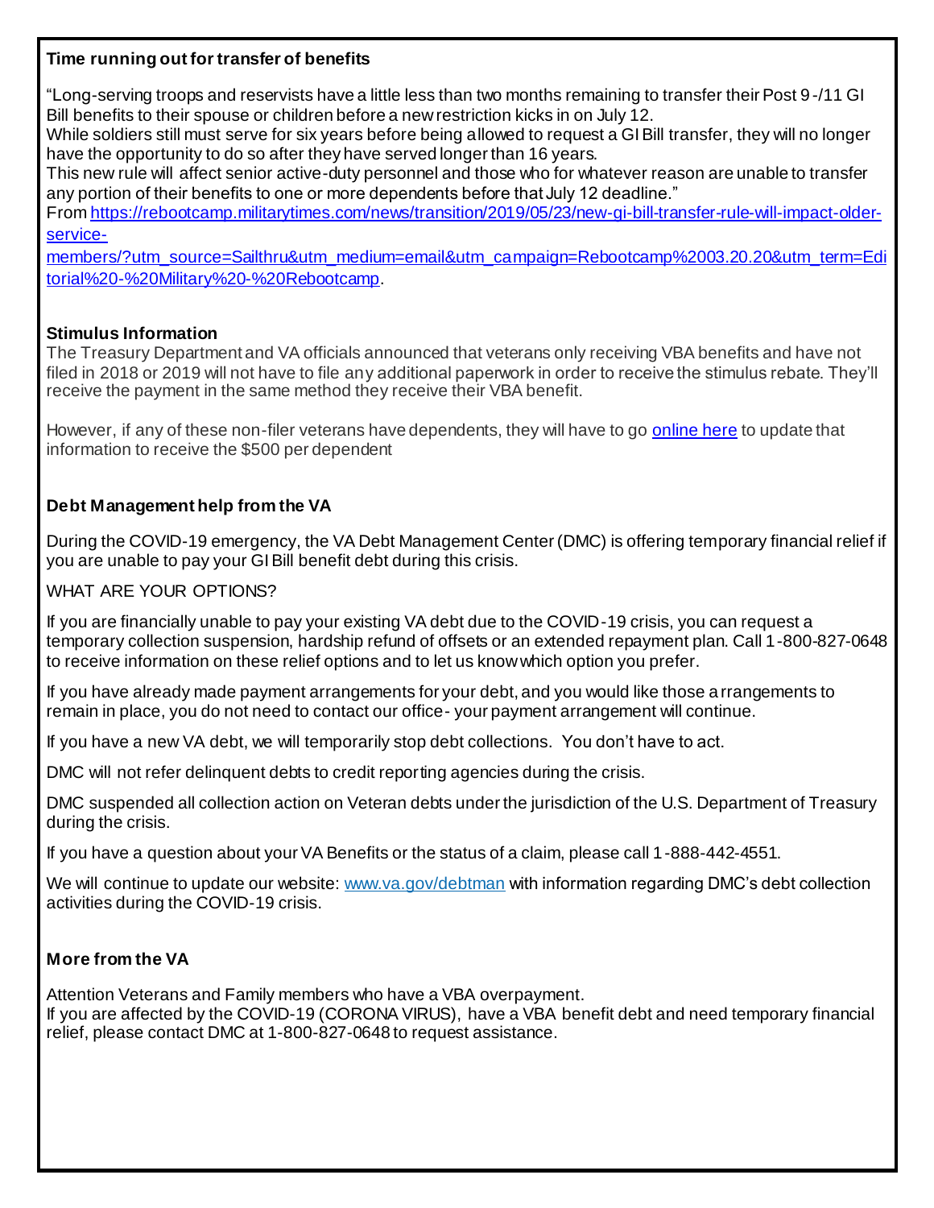### Time running out for transfer of benefits

"Long-serving troops and reservists have a little less than two months remaining to transfer their Post 9-/11 GI Bill benefits to their spouse or children before a new restriction kicks in on July 12.
While soldiers still must serve for six years before being allowed to request a GI Bill transfer, they will no longer have the opportunity to do so after they have served longer than 16 years.
This new rule will affect senior active-duty personnel and those who for whatever reason are unable to transfer any portion of their benefits to one or more dependents before that July 12 deadline."
From [https://rebootcamp.militarytimes.com/news/transition/2019/05/23/new-gi-bill-transfer-rule-will-impact-older-service-members/?utm_source=Sailthru&utm_medium=email&utm_campaign=Rebootcamp%2003.20.20&utm_term=Editorial%20-%20Military%20-%20Rebootcamp](https://rebootcamp.militarytimes.com/news/transition/2019/05/23/new-gi-bill-transfer-rule-will-impact-older-service-members/?utm_source=Sailthru&utm_medium=email&utm_campaign=Rebootcamp%2003.20.20&utm_term=Editorial%20-%20Military%20-%20Rebootcamp).

### Stimulus Information

The Treasury Department and VA officials announced that veterans only receiving VBA benefits and have not filed in 2018 or 2019 will not have to file any additional paperwork in order to receive the stimulus rebate. They'll receive the payment in the same method they receive their VBA benefit.

However, if any of these non-filer veterans have dependents, they will have to go online here to update that information to receive the $500 per dependent

### Debt Management help from the VA

During the COVID-19 emergency, the VA Debt Management Center (DMC) is offering temporary financial relief if you are unable to pay your GI Bill benefit debt during this crisis.

WHAT ARE YOUR OPTIONS?

If you are financially unable to pay your existing VA debt due to the COVID-19 crisis, you can request a temporary collection suspension, hardship refund of offsets or an extended repayment plan. Call 1-800-827-0648 to receive information on these relief options and to let us know which option you prefer.

If you have already made payment arrangements for your debt, and you would like those arrangements to remain in place, you do not need to contact our office- your payment arrangement will continue.

If you have a new VA debt, we will temporarily stop debt collections. You don't have to act.

DMC will not refer delinquent debts to credit reporting agencies during the crisis.

DMC suspended all collection action on Veteran debts under the jurisdiction of the U.S. Department of Treasury during the crisis.

If you have a question about your VA Benefits or the status of a claim, please call 1-888-442-4551.

We will continue to update our website: [www.va.gov/debtman](http://www.va.gov/debtman) with information regarding DMC's debt collection activities during the COVID-19 crisis.

### More from the VA

Attention Veterans and Family members who have a VBA overpayment.
If you are affected by the COVID-19 (CORONA VIRUS), have a VBA benefit debt and need temporary financial relief, please contact DMC at 1-800-827-0648 to request assistance.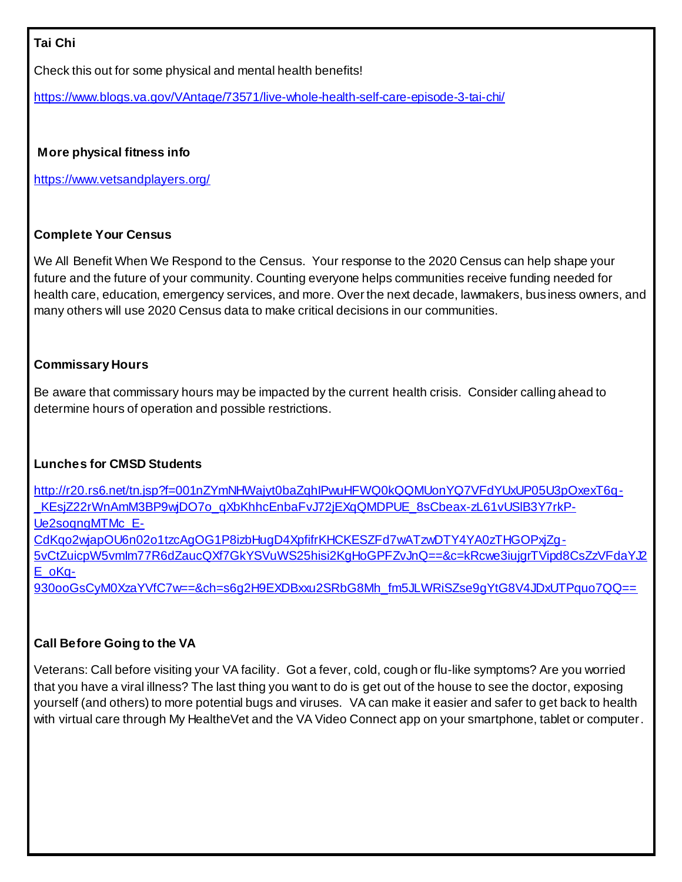**Tai Chi**

Check this out for some physical and mental health benefits!

https://www.blogs.va.gov/VAntage/73571/live-whole-health-self-care-episode-3-tai-chi/

**More physical fitness info**

https://www.vetsandplayers.org/

**Complete Your Census**

We All Benefit When We Respond to the Census. Your response to the 2020 Census can help shape your future and the future of your community. Counting everyone helps communities receive funding needed for health care, education, emergency services, and more. Over the next decade, lawmakers, business owners, and many others will use 2020 Census data to make critical decisions in our communities.

**Commissary Hours**

Be aware that commissary hours may be impacted by the current health crisis. Consider calling ahead to determine hours of operation and possible restrictions.

**Lunches for CMSD Students**

http://r20.rs6.net/tn.jsp?f=001nZYmNHWajyt0baZqhIPwuHFWQ0kQQMUonYQ7VFdYUxUP05U3pOxexT6q-_KEsjZ22rWnAmM3BP9wjDO7o_qXbKhhcEnbaFvJ72jEXqQMDPUE_8sCbeax-zL61vUSlB3Y7rkP-Ue2soqngMTMc_E-CdKqo2wjapOU6n02o1tzcAgOG1P8izbHugD4XpfifrKHCKESZFd7wATzwDTY4YA0zTHGOPxjZg-5vCtZuicpW5vmIm77R6dZaucQXf7GkYSVuWS25hisi2KgHoGPFZvJnQ==&c=kRcwe3iujgrTVipd8CsZzVFdaYJ2E_oKq-930ooGsCyM0XzaYVfC7w==&ch=s6g2H9EXDBxxu2SRbG8Mh_fm5JLWRiSZse9gYtG8V4JDxUTPquo7QQ==

**Call Before Going to the VA**

Veterans: Call before visiting your VA facility. Got a fever, cold, cough or flu-like symptoms? Are you worried that you have a viral illness? The last thing you want to do is get out of the house to see the doctor, exposing yourself (and others) to more potential bugs and viruses. VA can make it easier and safer to get back to health with virtual care through My HealtheVet and the VA Video Connect app on your smartphone, tablet or computer.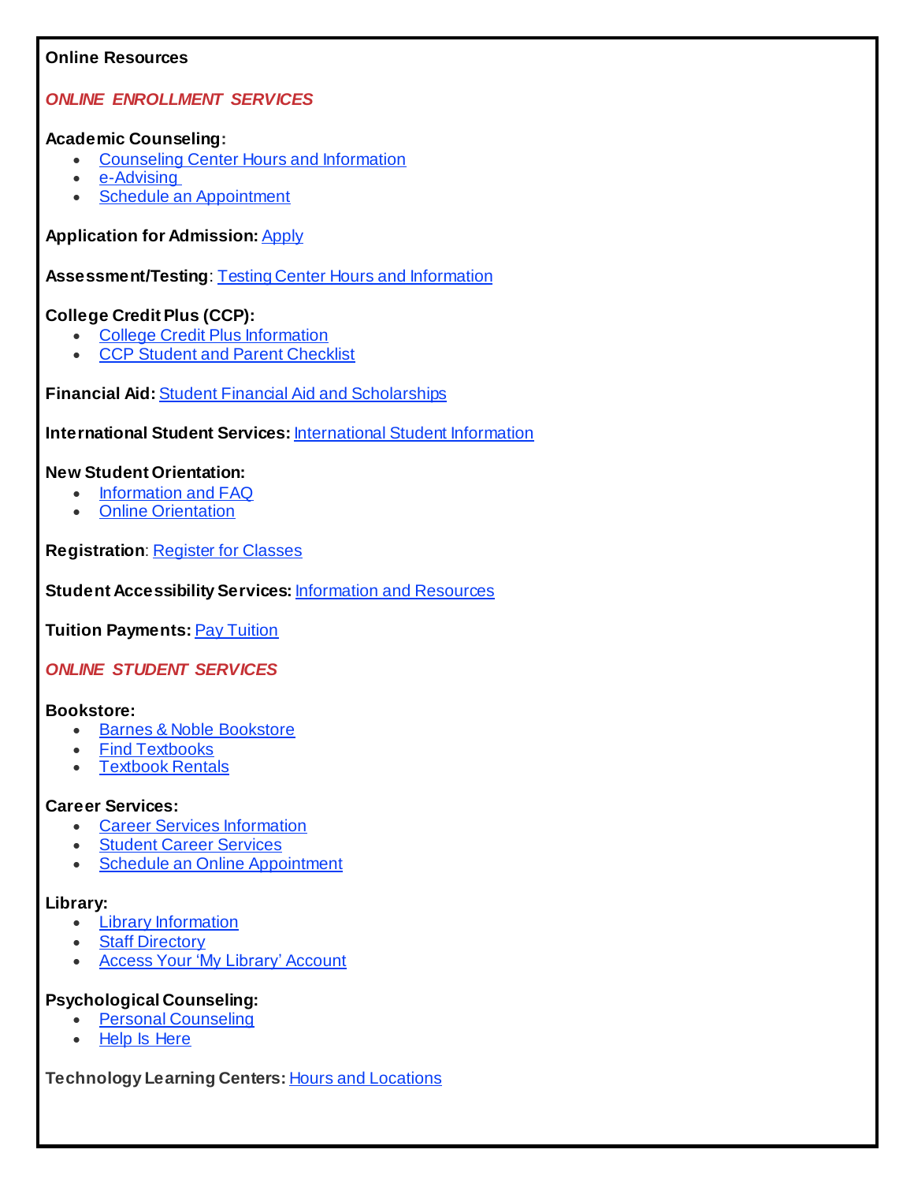**Online Resources**

***ONLINE ENROLLMENT SERVICES***

**Academic Counseling:**

- Counseling Center Hours and Information
- e-Advising
- Schedule an Appointment

**Application for Admission:** Apply

**Assessment/Testing**: Testing Center Hours and Information

**College Credit Plus (CCP):**

- College Credit Plus Information
- CCP Student and Parent Checklist

**Financial Aid:** Student Financial Aid and Scholarships

**International Student Services:** International Student Information

**New Student Orientation:**

- Information and FAQ
- Online Orientation

**Registration**: Register for Classes

**Student Accessibility Services:** Information and Resources

**Tuition Payments:** Pay Tuition

***ONLINE STUDENT SERVICES***

**Bookstore:**

- Barnes & Noble Bookstore
- Find Textbooks
- Textbook Rentals

**Career Services:**

- Career Services Information
- Student Career Services
- Schedule an Online Appointment

**Library:**

- Library Information
- Staff Directory
- Access Your 'My Library' Account

**Psychological Counseling:**

- Personal Counseling
- Help Is Here

**Technology Learning Centers:** Hours and Locations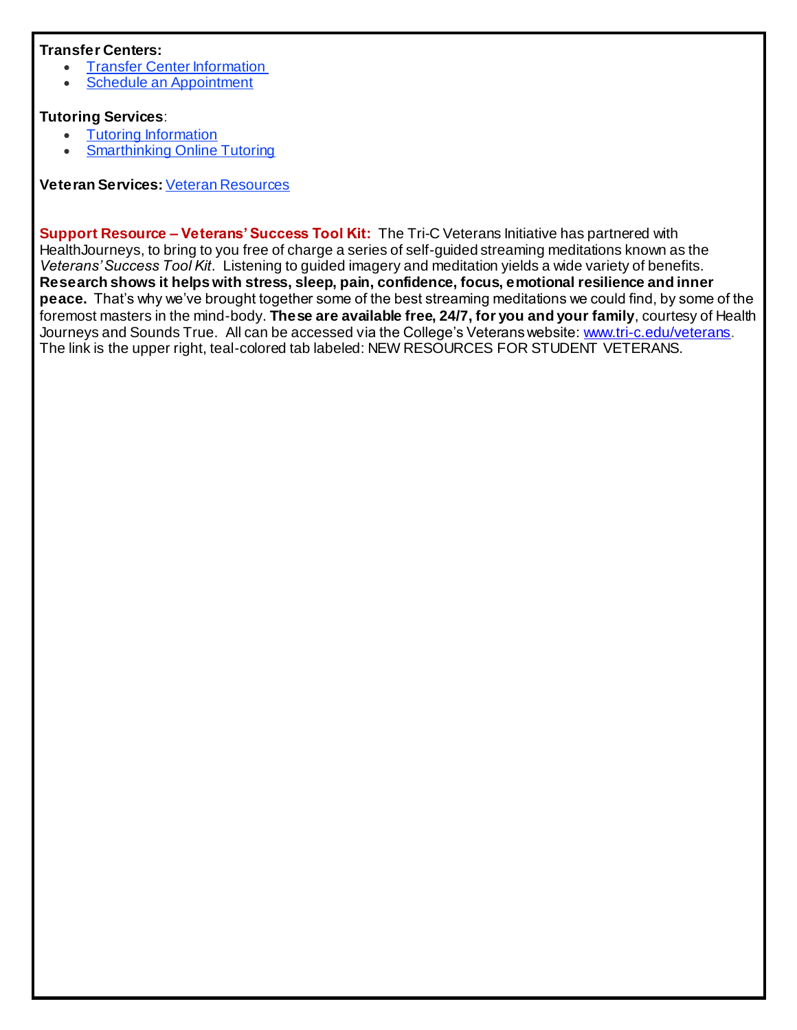**Transfer Centers:**

- Transfer Center Information
- Schedule an Appointment

**Tutoring Services**:

- Tutoring Information
- Smarthinking Online Tutoring

**Veteran Services:** Veteran Resources

**Support Resource – Veterans' Success Tool Kit:** The Tri-C Veterans Initiative has partnered with HealthJourneys, to bring to you free of charge a series of self-guided streaming meditations known as the *Veterans' Success Tool Kit*. Listening to guided imagery and meditation yields a wide variety of benefits. **Research shows it helps with stress, sleep, pain, confidence, focus, emotional resilience and inner peace.** That's why we've brought together some of the best streaming meditations we could find, by some of the foremost masters in the mind-body. **These are available free, 24/7, for you and your family**, courtesy of Health Journeys and Sounds True. All can be accessed via the College's Veterans website: www.tri-c.edu/veterans. The link is the upper right, teal-colored tab labeled: NEW RESOURCES FOR STUDENT VETERANS.